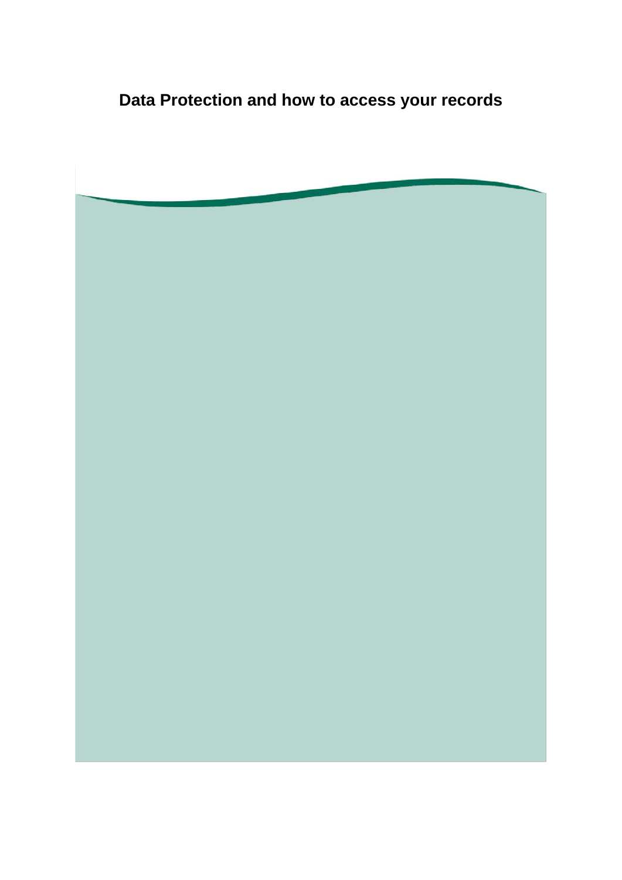# Data Protection and how to access your records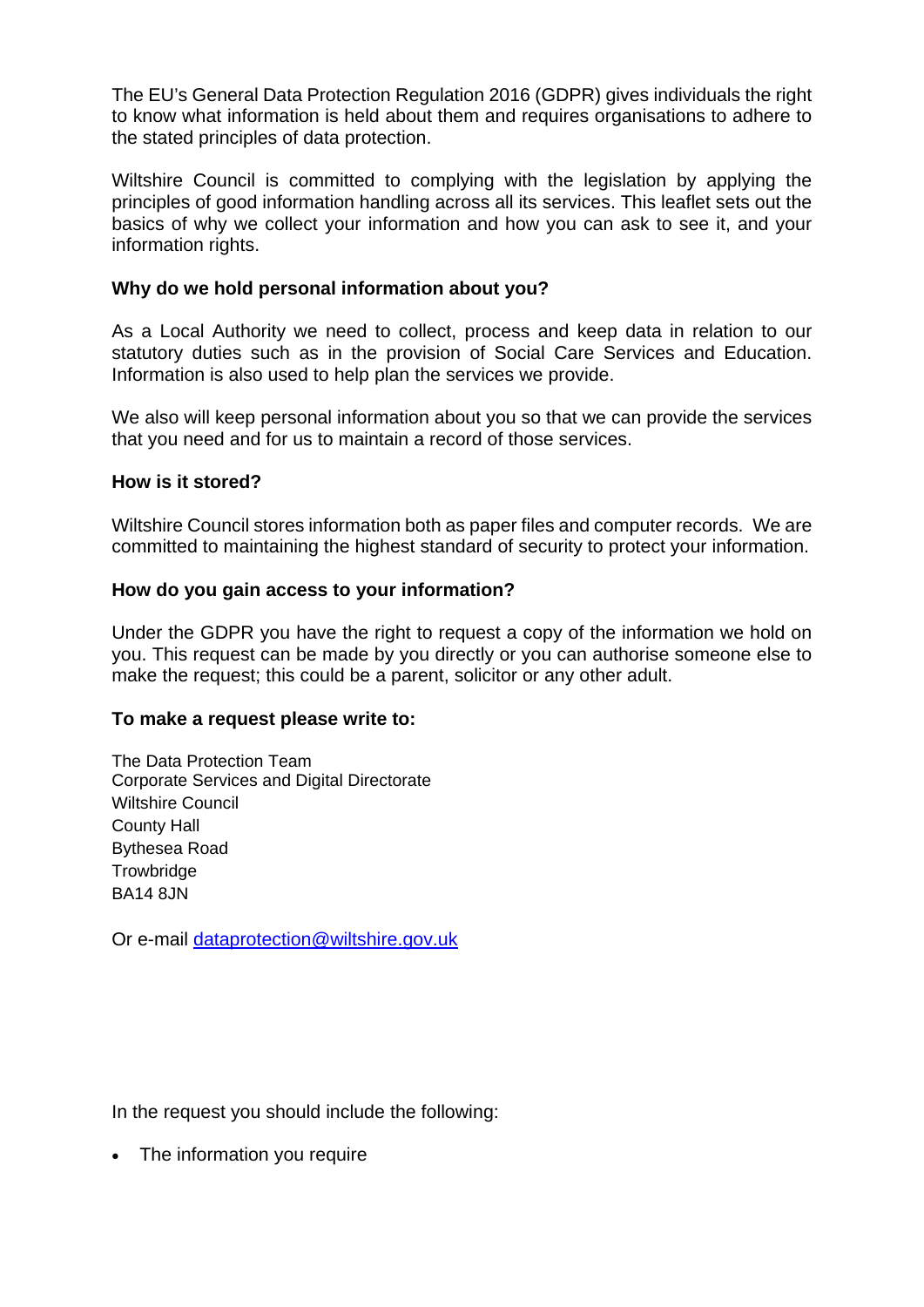The EU's General Data Protection Regulation 2016 (GDPR) gives individuals the right to know what information is held about them and requires organisations to adhere to the stated principles of data protection.

Wiltshire Council is committed to complying with the legislation by applying the principles of good information handling across all its services. This leaflet sets out the basics of why we collect your information and how you can ask to see it, and your information rights.

**Why do we hold personal information about you?**

As a Local Authority we need to collect, process and keep data in relation to our statutory duties such as in the provision of Social Care Services and Education. Information is also used to help plan the services we provide.

We also will keep personal information about you so that we can provide the services that you need and for us to maintain a record of those services.

**How is it stored?**

Wiltshire Council stores information both as paper files and computer records. We are committed to maintaining the highest standard of security to protect your information.

**How do you gain access to your information?**

Under the GDPR you have the right to request a copy of the information we hold on you. This request can be made by you directly or you can authorise someone else to make the request; this could be a parent, solicitor or any other adult.

**To make a request please write to:**

The Data Protection Team
Corporate Services and Digital Directorate
Wiltshire Council
County Hall
Bythesea Road
Trowbridge
BA14 8JN

Or e-mail dataprotection@wiltshire.gov.uk

In the request you should include the following:

- The information you require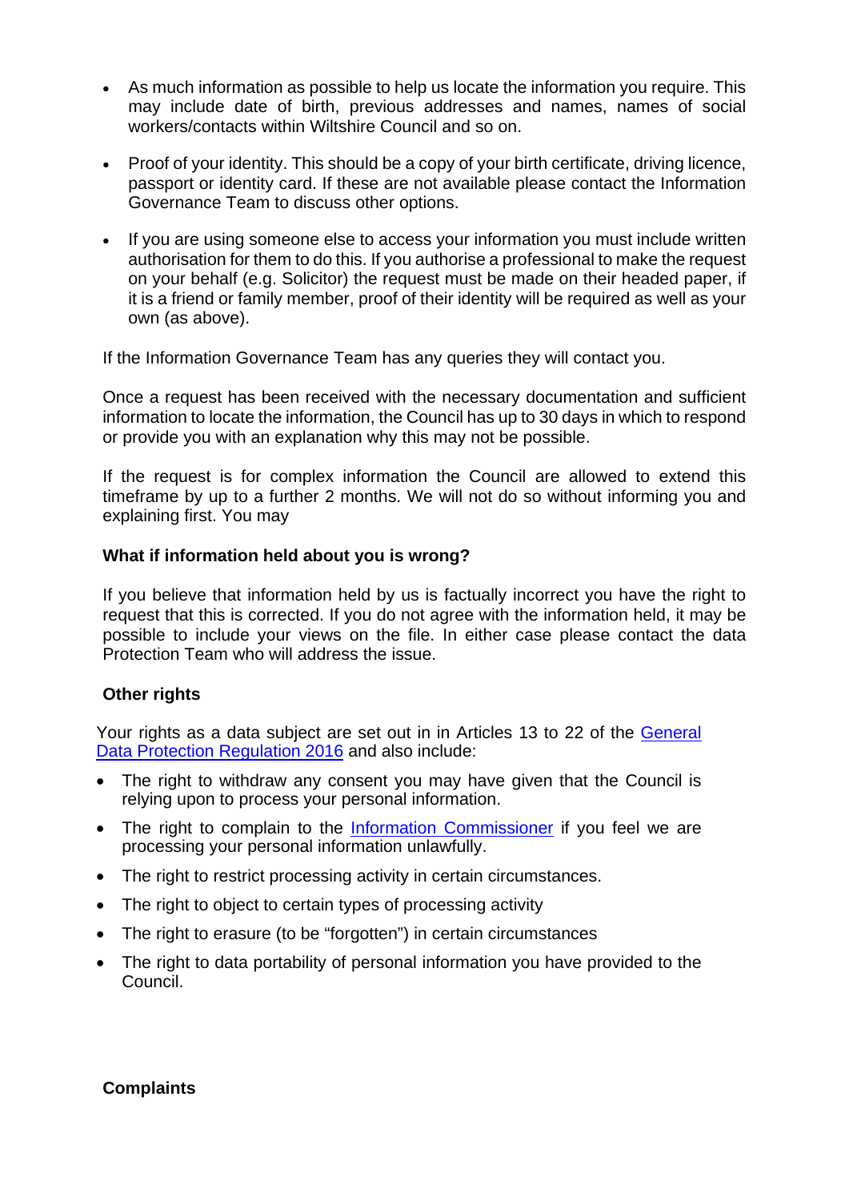- As much information as possible to help us locate the information you require. This may include date of birth, previous addresses and names, names of social workers/contacts within Wiltshire Council and so on.

- Proof of your identity. This should be a copy of your birth certificate, driving licence, passport or identity card. If these are not available please contact the Information Governance Team to discuss other options.

- If you are using someone else to access your information you must include written authorisation for them to do this. If you authorise a professional to make the request on your behalf (e.g. Solicitor) the request must be made on their headed paper, if it is a friend or family member, proof of their identity will be required as well as your own (as above).

If the Information Governance Team has any queries they will contact you.

Once a request has been received with the necessary documentation and sufficient information to locate the information, the Council has up to 30 days in which to respond or provide you with an explanation why this may not be possible.

If the request is for complex information the Council are allowed to extend this timeframe by up to a further 2 months. We will not do so without informing you and explaining first. You may

**What if information held about you is wrong?**

If you believe that information held by us is factually incorrect you have the right to request that this is corrected. If you do not agree with the information held, it may be possible to include your views on the file. In either case please contact the data Protection Team who will address the issue.

**Other rights**

Your rights as a data subject are set out in in Articles 13 to 22 of the General Data Protection Regulation 2016 and also include:

- The right to withdraw any consent you may have given that the Council is relying upon to process your personal information.
- The right to complain to the Information Commissioner if you feel we are processing your personal information unlawfully.
- The right to restrict processing activity in certain circumstances.
- The right to object to certain types of processing activity
- The right to erasure (to be "forgotten") in certain circumstances
- The right to data portability of personal information you have provided to the Council.

**Complaints**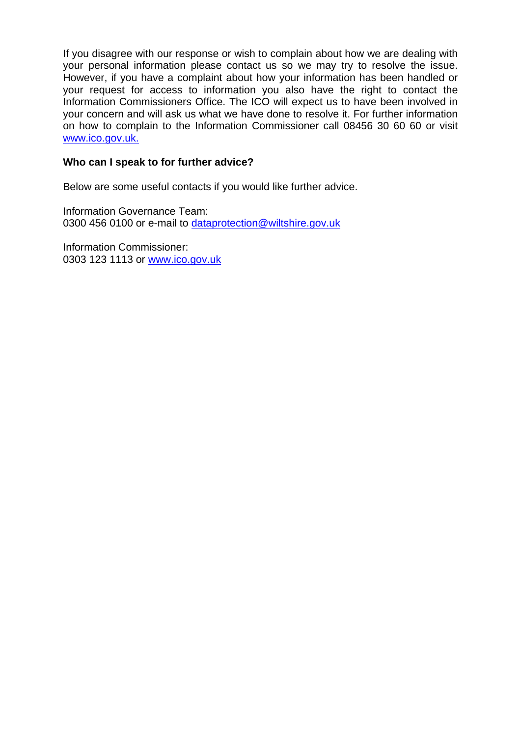If you disagree with our response or wish to complain about how we are dealing with your personal information please contact us so we may try to resolve the issue. However, if you have a complaint about how your information has been handled or your request for access to information you also have the right to contact the Information Commissioners Office. The ICO will expect us to have been involved in your concern and will ask us what we have done to resolve it. For further information on how to complain to the Information Commissioner call 08456 30 60 60 or visit www.ico.gov.uk.

**Who can I speak to for further advice?**

Below are some useful contacts if you would like further advice.

Information Governance Team:
0300 456 0100 or e-mail to dataprotection@wiltshire.gov.uk

Information Commissioner:
0303 123 1113 or www.ico.gov.uk